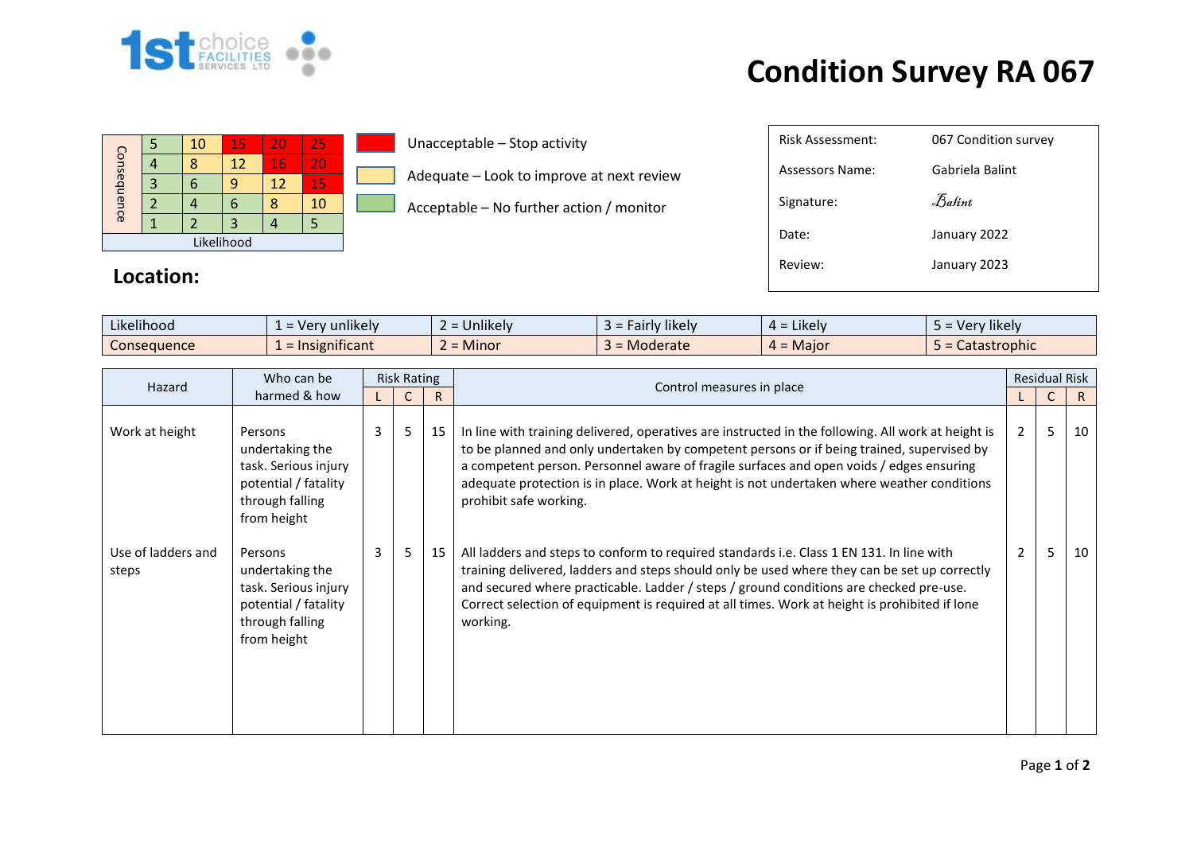# Condition Survey RA 067

| Consequence | | | | | |
|---|---|---|---|---|---|
| 5 | 5 | 10 | 15 | 20 | 25 |
| 4 | 4 | 8 | 12 | 16 | 20 |
| 3 | 3 | 6 | 9 | 12 | 15 |
| 2 | 2 | 4 | 6 | 8 | 10 |
| 1 | 1 | 2 | 3 | 4 | 5 |
| | Likelihood | | | | |

- Unacceptable – Stop activity
- Adequate – Look to improve at next review
- Acceptable – No further action / monitor

| | |
|---|---|
| Risk Assessment: | 067 Condition survey |
| Assessors Name: | Gabriela Balint |
| Signature: | Balint |
| Date: | January 2022 |
| Review: | January 2023 |

## Location:

| | | | | | |
|---|---|---|---|---|---|
| Likelihood | 1 = Very unlikely | 2 = Unlikely | 3 = Fairly likely | 4 = Likely | 5 = Very likely |
| Consequence | 1 = Insignificant | 2 = Minor | 3 = Moderate | 4 = Major | 5 = Catastrophic |

| Hazard | Who can be harmed & how | Risk Rating | | | Control measures in place | Residual Risk | | |
|---|---|---|---|---|---|---|---|---|
| | | L | C | R | | L | C | R |
| Work at height | Persons undertaking the task. Serious injury potential / fatality through falling from height | 3 | 5 | 15 | In line with training delivered, operatives are instructed in the following. All work at height is to be planned and only undertaken by competent persons or if being trained, supervised by a competent person. Personnel aware of fragile surfaces and open voids / edges ensuring adequate protection is in place. Work at height is not undertaken where weather conditions prohibit safe working. | 2 | 5 | 10 |
| Use of ladders and steps | Persons undertaking the task. Serious injury potential / fatality through falling from height | 3 | 5 | 15 | All ladders and steps to conform to required standards i.e. Class 1 EN 131. In line with training delivered, ladders and steps should only be used where they can be set up correctly and secured where practicable. Ladder / steps / ground conditions are checked pre-use. Correct selection of equipment is required at all times. Work at height is prohibited if lone working. | 2 | 5 | 10 |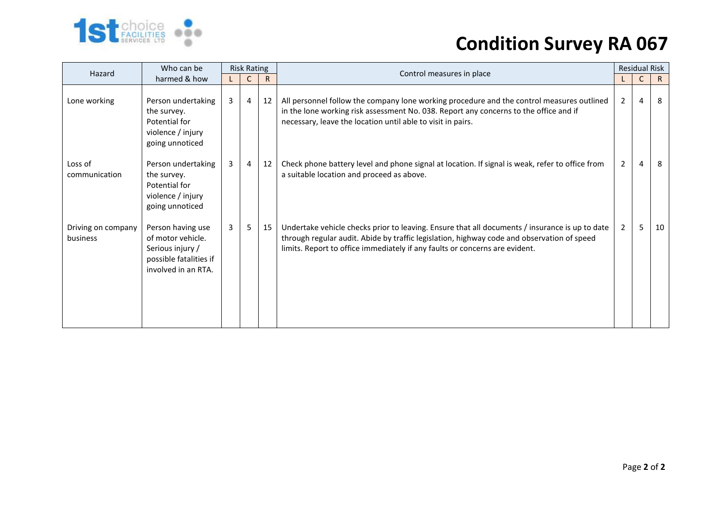# Condition Survey RA 067

| Hazard | Who can be harmed & how | Risk Rating | | | Control measures in place | Residual Risk | | |
|---|---|---|---|---|---|---|---|---|
| | | L | C | R | | L | C | R |
| Lone working | Person undertaking the survey. Potential for violence / injury going unnoticed | 3 | 4 | 12 | All personnel follow the company lone working procedure and the control measures outlined in the lone working risk assessment No. 038. Report any concerns to the office and if necessary, leave the location until able to visit in pairs. | 2 | 4 | 8 |
| Loss of communication | Person undertaking the survey. Potential for violence / injury going unnoticed | 3 | 4 | 12 | Check phone battery level and phone signal at location. If signal is weak, refer to office from a suitable location and proceed as above. | 2 | 4 | 8 |
| Driving on company business | Person having use of motor vehicle. Serious injury / possible fatalities if involved in an RTA. | 3 | 5 | 15 | Undertake vehicle checks prior to leaving. Ensure that all documents / insurance is up to date through regular audit. Abide by traffic legislation, highway code and observation of speed limits. Report to office immediately if any faults or concerns are evident. | 2 | 5 | 10 |